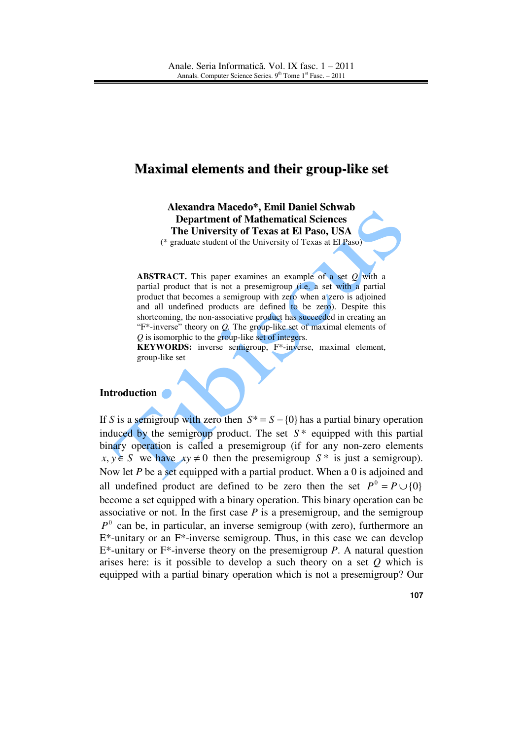# Maximal elements and their group-like set

**Alexandra Macedo*, Emil Daniel Schwab**
**Department of Mathematical Sciences**
**The University of Texas at El Paso, USA**
(* graduate student of the University of Texas at El Paso)

**ABSTRACT.** This paper examines an example of a set $Q$ with a partial product that is not a presemigroup (i.e. a set with a partial product that becomes a semigroup with zero when a zero is adjoined and all undefined products are defined to be zero). Despite this shortcoming, the non-associative product has succeeded in creating an "F*-inverse" theory on $Q$. The group-like set of maximal elements of $Q$ is isomorphic to the group-like set of integers.

**KEYWORDS:** inverse semigroup, F*-inverse, maximal element, group-like set

## Introduction

If $S$ is a semigroup with zero then $S^* = S - \{0\}$ has a partial binary operation induced by the semigroup product. The set $S^*$ equipped with this partial binary operation is called a presemigroup (if for any non-zero elements $x, y \in S$ we have $xy \neq 0$ then the presemigroup $S^*$ is just a semigroup). Now let $P$ be a set equipped with a partial product. When a 0 is adjoined and all undefined product are defined to be zero then the set $P^0 = P \cup \{0\}$ become a set equipped with a binary operation. This binary operation can be associative or not. In the first case $P$ is a presemigroup, and the semigroup $P^0$ can be, in particular, an inverse semigroup (with zero), furthermore an E*-unitary or an F*-inverse semigroup. Thus, in this case we can develop E*-unitary or F*-inverse theory on the presemigroup $P$. A natural question arises here: is it possible to develop a such theory on a set $Q$ which is equipped with a partial binary operation which is not a presemigroup? Our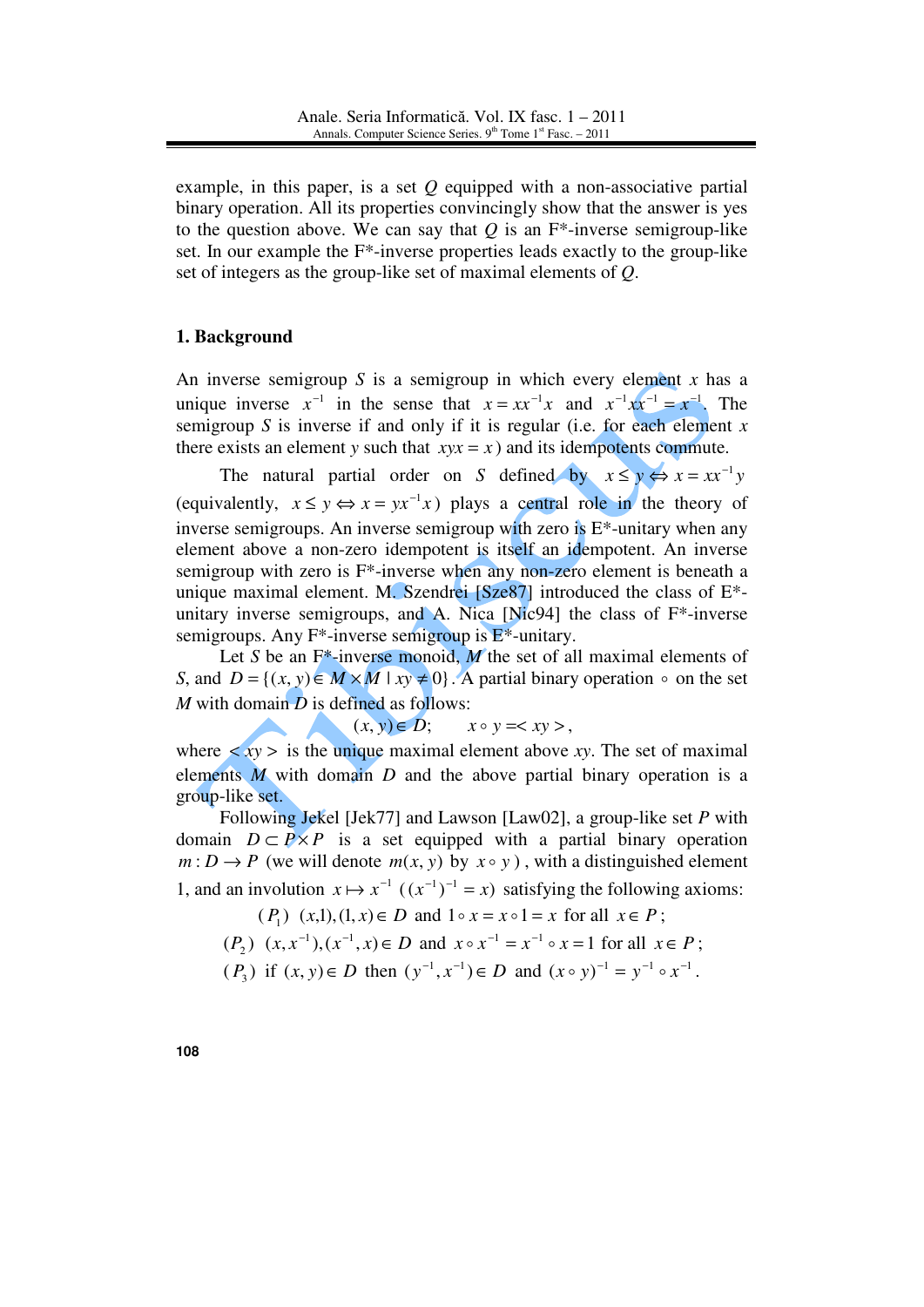example, in this paper, is a set $Q$ equipped with a non-associative partial binary operation. All its properties convincingly show that the answer is yes to the question above. We can say that $Q$ is an F*-inverse semigroup-like set. In our example the F*-inverse properties leads exactly to the group-like set of integers as the group-like set of maximal elements of $Q$.

## 1. Background

An inverse semigroup $S$ is a semigroup in which every element $x$ has a unique inverse $x^{-1}$ in the sense that $x = xx^{-1}x$ and $x^{-1}xx^{-1} = x^{-1}$. The semigroup $S$ is inverse if and only if it is regular (i.e. for each element $x$ there exists an element $y$ such that $xyx = x$) and its idempotents commute.

The natural partial order on $S$ defined by $x \leq y \Leftrightarrow x = xx^{-1}y$ (equivalently, $x \leq y \Leftrightarrow x = yx^{-1}x$) plays a central role in the theory of inverse semigroups. An inverse semigroup with zero is E*-unitary when any element above a non-zero idempotent is itself an idempotent. An inverse semigroup with zero is F*-inverse when any non-zero element is beneath a unique maximal element. M. Szendrei [Sze87] introduced the class of E*-unitary inverse semigroups, and A. Nica [Nic94] the class of F*-inverse semigroups. Any F*-inverse semigroup is E*-unitary.

Let $S$ be an F*-inverse monoid, $M$ the set of all maximal elements of $S$, and $D = \{(x, y) \in M \times M \mid xy \neq 0\}$. A partial binary operation $\circ$ on the set $M$ with domain $D$ is defined as follows:

$$(x, y) \in D; \qquad x \circ y = < xy >,$$

where $< xy >$ is the unique maximal element above $xy$. The set of maximal elements $M$ with domain $D$ and the above partial binary operation is a group-like set.

Following Jekel [Jek77] and Lawson [Law02], a group-like set $P$ with domain $D \subset P \times P$ is a set equipped with a partial binary operation $m : D \to P$ (we will denote $m(x, y)$ by $x \circ y$), with a distinguished element 1, and an involution $x \mapsto x^{-1}$ ($(x^{-1})^{-1} = x$) satisfying the following axioms:

$(P_1)$ $(x,1),(1,x) \in D$ and $1 \circ x = x \circ 1 = x$ for all $x \in P$;

$(P_2)$ $(x, x^{-1}), (x^{-1}, x) \in D$ and $x \circ x^{-1} = x^{-1} \circ x = 1$ for all $x \in P$;

$(P_3)$ if $(x, y) \in D$ then $(y^{-1}, x^{-1}) \in D$ and $(x \circ y)^{-1} = y^{-1} \circ x^{-1}$.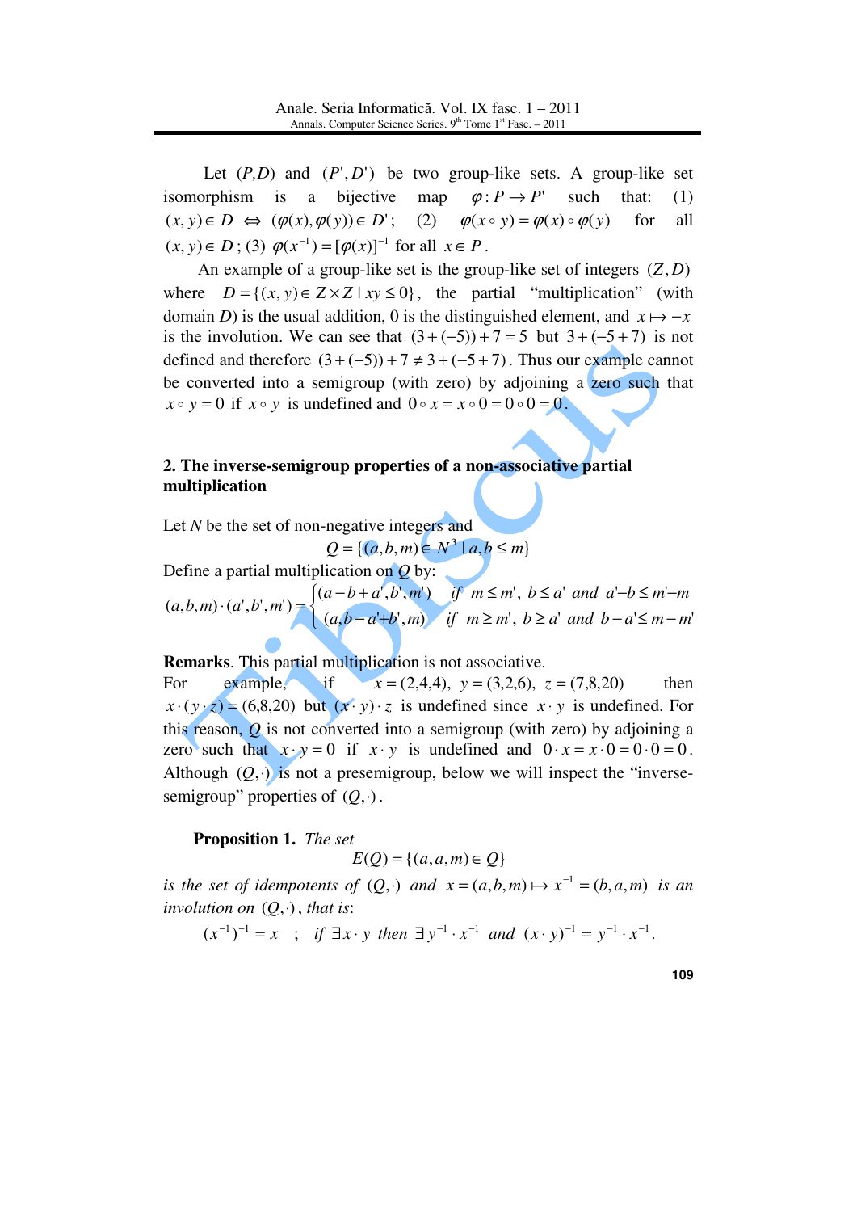Let $(P,D)$ and $(P',D')$ be two group-like sets. A group-like set isomorphism is a bijective map $\varphi : P \to P'$ such that: (1) $(x,y) \in D \Leftrightarrow (\varphi(x), \varphi(y)) \in D'$; (2) $\varphi(x \circ y) = \varphi(x) \circ \varphi(y)$ for all $(x,y) \in D$; (3) $\varphi(x^{-1}) = [\varphi(x)]^{-1}$ for all $x \in P$.

An example of a group-like set is the group-like set of integers $(Z,D)$ where $D = \{(x,y) \in Z \times Z \mid xy \leq 0\}$, the partial "multiplication" (with domain $D$) is the usual addition, 0 is the distinguished element, and $x \mapsto -x$ is the involution. We can see that $(3+(-5))+7=5$ but $3+(-5+7)$ is not defined and therefore $(3+(-5))+7 \neq 3+(-5+7)$. Thus our example cannot be converted into a semigroup (with zero) by adjoining a zero such that $x \circ y = 0$ if $x \circ y$ is undefined and $0 \circ x = x \circ 0 = 0 \circ 0 = 0$.

## 2. The inverse-semigroup properties of a non-associative partial multiplication

Let $N$ be the set of non-negative integers and

$$Q = \{(a,b,m) \in N^3 \mid a,b \leq m\}$$

Define a partial multiplication on $Q$ by:

$$(a,b,m)\cdot(a',b',m') = \begin{cases} (a-b+a', b', m') & \text{if } m \leq m',\ b \leq a' \text{ and } a'-b \leq m'-m \\ (a, b-a'+b', m) & \text{if } m \geq m',\ b \geq a' \text{ and } b-a' \leq m-m' \end{cases}$$

**Remarks**. This partial multiplication is not associative.

For example, if $x=(2,4,4)$, $y=(3,2,6)$, $z=(7,8,20)$ then $x\cdot(y\cdot z)=(6,8,20)$ but $(x\cdot y)\cdot z$ is undefined since $x\cdot y$ is undefined. For this reason, $Q$ is not converted into a semigroup (with zero) by adjoining a zero such that $x\cdot y = 0$ if $x \cdot y$ is undefined and $0\cdot x = x\cdot 0 = 0\cdot 0 = 0$. Although $(Q,\cdot)$ is not a presemigroup, below we will inspect the "inverse-semigroup" properties of $(Q,\cdot)$.

**Proposition 1.** *The set*

$$E(Q) = \{(a,a,m) \in Q\}$$

*is the set of idempotents of* $(Q,\cdot)$ *and* $x=(a,b,m) \mapsto x^{-1} = (b,a,m)$ *is an involution on* $(Q,\cdot)$, *that is*:

$$(x^{-1})^{-1} = x \quad ; \quad \text{if } \exists x\cdot y \text{ then } \exists y^{-1}\cdot x^{-1} \text{ and } (x\cdot y)^{-1} = y^{-1}\cdot x^{-1}.$$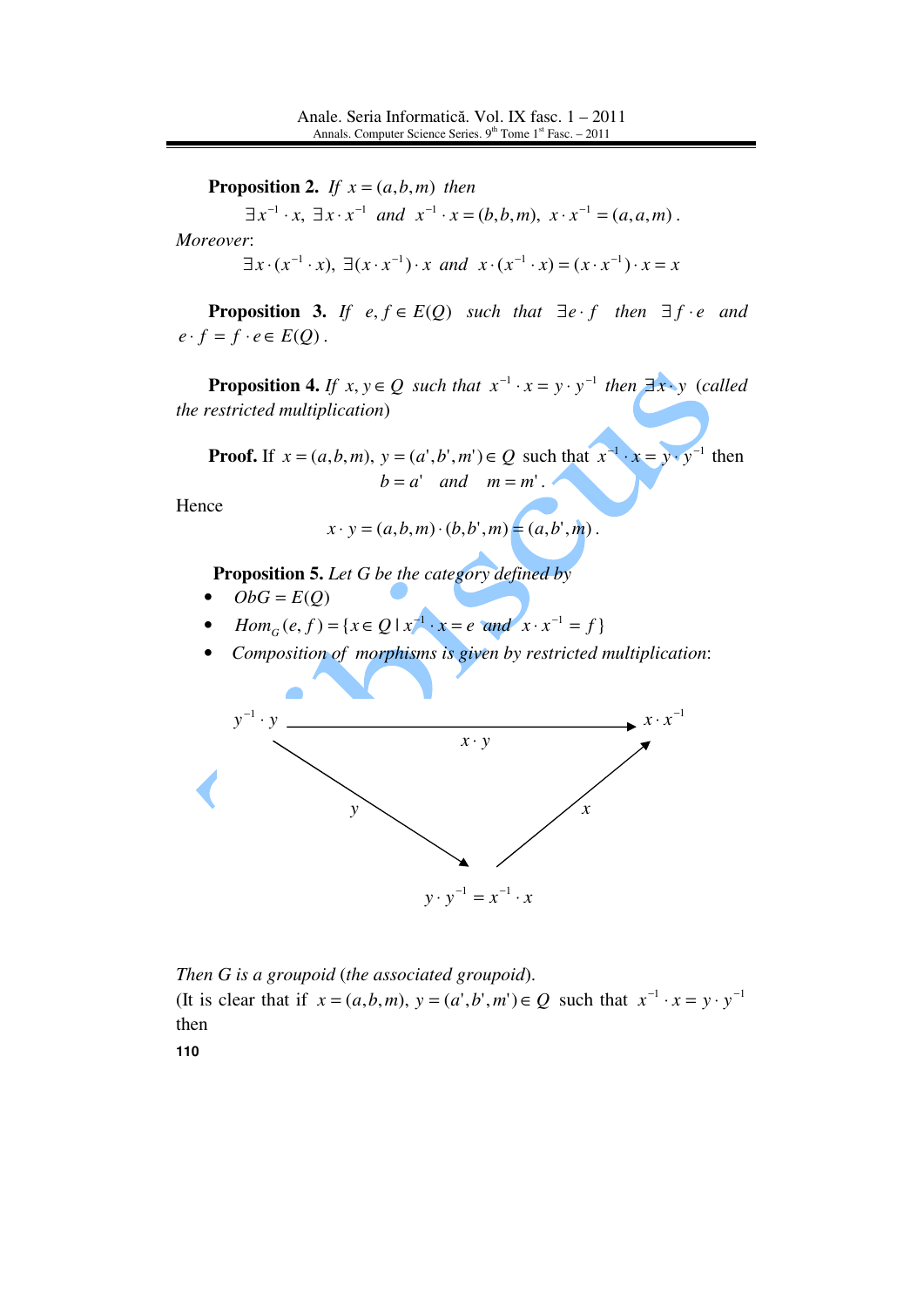**Proposition 2.** *If* $x = (a,b,m)$ *then*

$$\exists x^{-1} \cdot x,\ \exists x \cdot x^{-1} \ \text{ and } \ x^{-1} \cdot x = (b,b,m),\ x \cdot x^{-1} = (a,a,m).$$

*Moreover*:

$$\exists x \cdot (x^{-1} \cdot x),\ \exists (x \cdot x^{-1}) \cdot x \ \text{ and } \ x \cdot (x^{-1} \cdot x) = (x \cdot x^{-1}) \cdot x = x$$

**Proposition 3.** *If* $e, f \in E(Q)$ *such that* $\exists e \cdot f$ *then* $\exists f \cdot e$ *and* $e \cdot f = f \cdot e \in E(Q)$.

**Proposition 4.** *If* $x, y \in Q$ *such that* $x^{-1} \cdot x = y \cdot y^{-1}$ *then* $\exists x \cdot y$ *(called the restricted multiplication)*

**Proof.** If $x = (a,b,m),\ y = (a',b',m') \in Q$ such that $x^{-1} \cdot x = y \cdot y^{-1}$ then

$$b = a' \quad \text{and} \quad m = m'.$$

Hence

$$x \cdot y = (a,b,m) \cdot (b,b',m) = (a,b',m).$$

**Proposition 5.** *Let G be the category defined by*

- $ObG = E(Q)$
- $Hom_G(e,f) = \{x \in Q \mid x^{-1} \cdot x = e \text{ and } x \cdot x^{-1} = f\}$
- *Composition of morphisms is given by restricted multiplication*:

$$\begin{array}{ccc} y^{-1} \cdot y & \xrightarrow{\quad x \cdot y \quad} & x \cdot x^{-1} \\ & {\scriptstyle y} \searrow \quad \nearrow {\scriptstyle x} & \\ & y \cdot y^{-1} = x^{-1} \cdot x & \end{array}$$

*Then G is a groupoid (the associated groupoid).*

(It is clear that if $x = (a,b,m),\ y = (a',b',m') \in Q$ such that $x^{-1} \cdot x = y \cdot y^{-1}$ then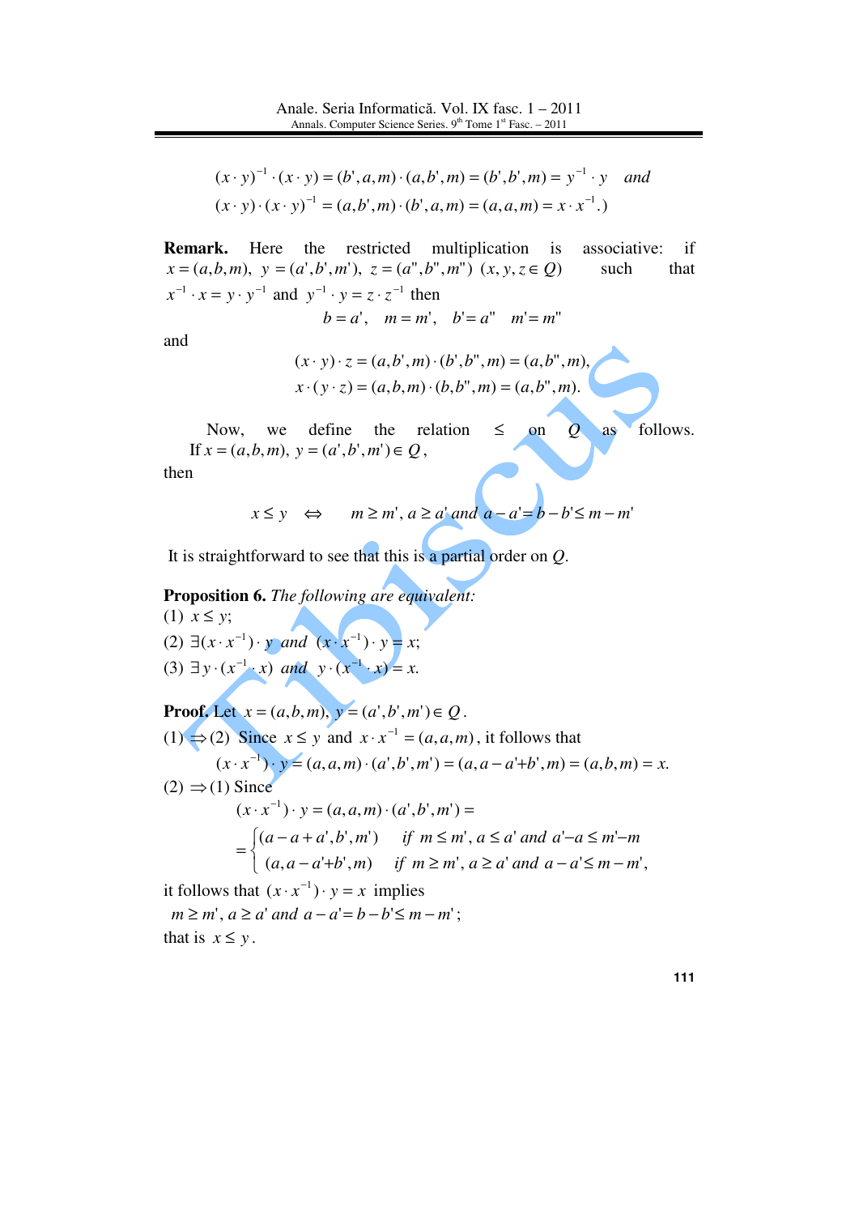$$(x \cdot y)^{-1} \cdot (x \cdot y) = (b', a, m) \cdot (a, b', m) = (b', b', m) = y^{-1} \cdot y \quad and$$
$$(x \cdot y) \cdot (x \cdot y)^{-1} = (a, b', m) \cdot (b', a, m) = (a, a, m) = x \cdot x^{-1}.)$$

**Remark.** Here the restricted multiplication is associative: if $x = (a, b, m),\ y = (a', b', m'),\ z = (a'', b'', m'')\ (x, y, z \in Q)$ such that $x^{-1} \cdot x = y \cdot y^{-1}$ and $y^{-1} \cdot y = z \cdot z^{-1}$ then

$$b = a', \quad m = m', \quad b' = a'' \quad m' = m''$$

and

$$(x \cdot y) \cdot z = (a, b', m) \cdot (b', b'', m) = (a, b'', m),$$
$$x \cdot (y \cdot z) = (a, b, m) \cdot (b, b'', m) = (a, b'', m).$$

Now, we define the relation $\leq$ on $Q$ as follows. If $x = (a, b, m),\ y = (a', b', m') \in Q$, then

$$x \leq y \quad \Leftrightarrow \quad m \geq m',\ a \geq a' \text{ and } a - a' = b - b' \leq m - m'$$

It is straightforward to see that this is a partial order on $Q$.

**Proposition 6.** *The following are equivalent:*

(1) $x \leq y$;

(2) $\exists (x \cdot x^{-1}) \cdot y$ and $(x \cdot x^{-1}) \cdot y = x$;

(3) $\exists\, y \cdot (x^{-1} \cdot x)$ and $y \cdot (x^{-1} \cdot x) = x$.

**Proof.** Let $x = (a, b, m),\ y = (a', b', m') \in Q$.

(1) $\Rightarrow$ (2) Since $x \leq y$ and $x \cdot x^{-1} = (a, a, m)$, it follows that

$$(x \cdot x^{-1}) \cdot y = (a, a, m) \cdot (a', b', m') = (a, a - a' + b', m) = (a, b, m) = x.$$

(2) $\Rightarrow$ (1) Since

$$(x \cdot x^{-1}) \cdot y = (a, a, m) \cdot (a', b', m') =$$
$$= \begin{cases} (a - a + a', b', m') & \text{if } m \leq m',\ a \leq a' \text{ and } a' - a \leq m' - m \\ (a, a - a' + b', m) & \text{if } m \geq m',\ a \geq a' \text{ and } a - a' \leq m - m', \end{cases}$$

it follows that $(x \cdot x^{-1}) \cdot y = x$ implies

$m \geq m',\ a \geq a'$ and $a - a' = b - b' \leq m - m'$;

that is $x \leq y$.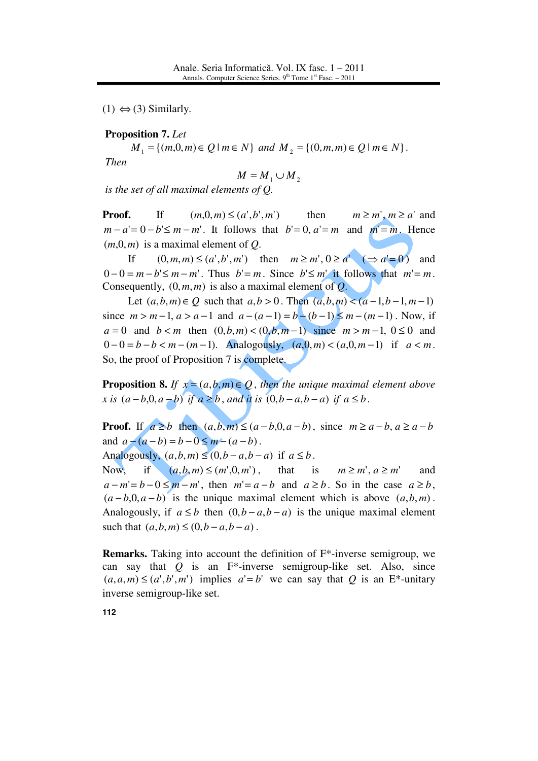(1) $\Leftrightarrow$ (3) Similarly.

**Proposition 7.** *Let*

$$M_1 = \{(m,0,m) \in Q \mid m \in N\} \text{ and } M_2 = \{(0,m,m) \in Q \mid m \in N\}.$$

*Then*

$$M = M_1 \cup M_2$$

*is the set of all maximal elements of Q.*

**Proof.** If $(m,0,m) \leq (a',b',m')$ then $m \geq m', m \geq a'$ and $m - a' = 0 - b' \leq m - m'$. It follows that $b' = 0, a' = m$ and $m' = m$. Hence $(m,0,m)$ is a maximal element of $Q$.

If $(0,m,m) \leq (a',b',m')$ then $m \geq m', 0 \geq a'$ $(\Rightarrow a' = 0)$ and $0 - 0 = m - b' \leq m - m'$. Thus $b' = m$. Since $b' \leq m'$ it follows that $m' = m$. Consequently, $(0,m,m)$ is also a maximal element of $Q$.

Let $(a,b,m) \in Q$ such that $a,b > 0$. Then $(a,b,m) < (a-1,b-1,m-1)$ since $m > m-1$, $a > a-1$ and $a-(a-1) = b-(b-1) \leq m-(m-1)$. Now, if $a = 0$ and $b < m$ then $(0,b,m) < (0,b,m-1)$ since $m > m-1$, $0 \leq 0$ and $0 - 0 = b - b < m - (m-1)$. Analogously, $(a,0,m) < (a,0,m-1)$ if $a < m$. So, the proof of Proposition 7 is complete.

**Proposition 8.** *If $x = (a,b,m) \in Q$, then the unique maximal element above x is $(a-b,0,a-b)$ if $a \geq b$, and it is $(0,b-a,b-a)$ if $a \leq b$.*

**Proof.** If $a \geq b$ then $(a,b,m) \leq (a-b,0,a-b)$, since $m \geq a-b$, $a \geq a-b$ and $a-(a-b) = b-0 \leq m-(a-b)$.

Analogously, $(a,b,m) \leq (0,b-a,b-a)$ if $a \leq b$.

Now, if $(a,b,m) \leq (m',0,m')$, that is $m \geq m', a \geq m'$ and $a - m' = b - 0 \leq m - m'$, then $m' = a-b$ and $a \geq b$. So in the case $a \geq b$, $(a-b,0,a-b)$ is the unique maximal element which is above $(a,b,m)$. Analogously, if $a \leq b$ then $(0,b-a,b-a)$ is the unique maximal element such that $(a,b,m) \leq (0,b-a,b-a)$.

**Remarks.** Taking into account the definition of F*-inverse semigroup, we can say that $Q$ is an F*-inverse semigroup-like set. Also, since $(a,a,m) \leq (a',b',m')$ implies $a' = b'$ we can say that $Q$ is an E*-unitary inverse semigroup-like set.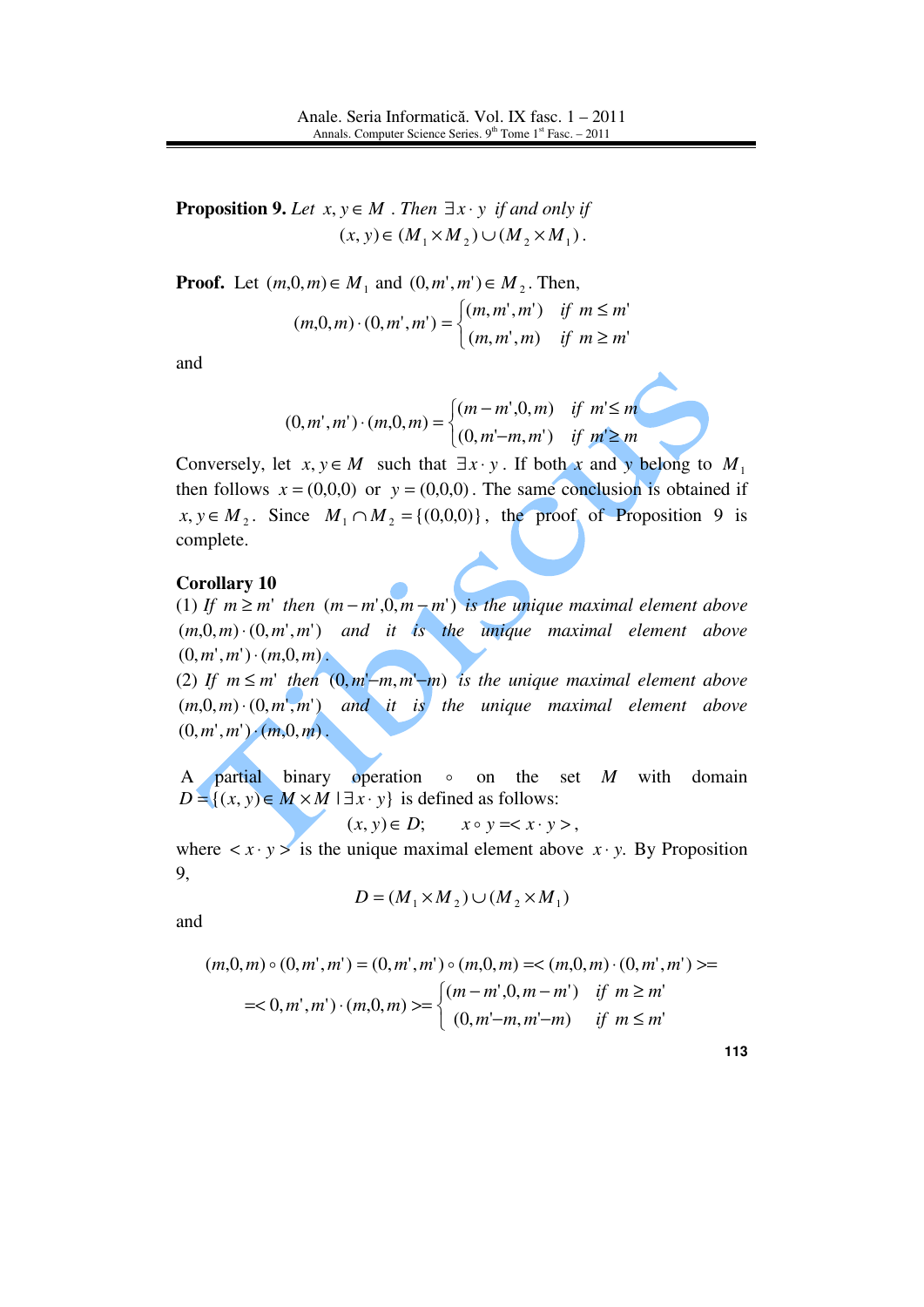**Proposition 9.** *Let* $x, y \in M$ *. Then* $\exists x \cdot y$ *if and only if*

$$(x, y) \in (M_1 \times M_2) \cup (M_2 \times M_1).$$

**Proof.** Let $(m,0,m) \in M_1$ and $(0,m',m') \in M_2$. Then,

$$(m,0,m)\cdot(0,m',m') = \begin{cases}(m,m',m') & \text{if } m \le m' \\ (m,m',m) & \text{if } m \ge m'\end{cases}$$

and

$$(0,m',m')\cdot(m,0,m) = \begin{cases}(m-m',0,m) & \text{if } m' \le m \\ (0,m'-m,m') & \text{if } m' \ge m\end{cases}$$

Conversely, let $x, y \in M$ such that $\exists x \cdot y$. If both $x$ and $y$ belong to $M_1$ then follows $x = (0,0,0)$ or $y = (0,0,0)$. The same conclusion is obtained if $x, y \in M_2$. Since $M_1 \cap M_2 = \{(0,0,0)\}$, the proof of Proposition 9 is complete.

**Corollary 10**

(1) *If* $m \ge m'$ *then* $(m-m',0,m-m')$ *is the unique maximal element above* $(m,0,m)\cdot(0,m',m')$ *and it is the unique maximal element above* $(0,m',m')\cdot(m,0,m)$.

(2) *If* $m \le m'$ *then* $(0,m'-m,m'-m)$ *is the unique maximal element above* $(m,0,m)\cdot(0,m',m')$ *and it is the unique maximal element above* $(0,m',m')\cdot(m,0,m)$.

A partial binary operation $\circ$ on the set $M$ with domain $D = \{(x, y) \in M \times M \mid \exists x \cdot y\}$ is defined as follows:

$$(x, y) \in D; \qquad x \circ y = < x \cdot y >,$$

where $< x \cdot y >$ is the unique maximal element above $x \cdot y$. By Proposition 9,

$$D = (M_1 \times M_2) \cup (M_2 \times M_1)$$

and

$$(m,0,m)\circ(0,m',m') = (0,m',m')\circ(m,0,m) = <(m,0,m)\cdot(0,m',m')> =$$

$$= <0,m',m')\cdot(m,0,m)> = \begin{cases}(m-m',0,m-m') & \text{if } m \ge m' \\ (0,m'-m,m'-m) & \text{if } m \le m'\end{cases}$$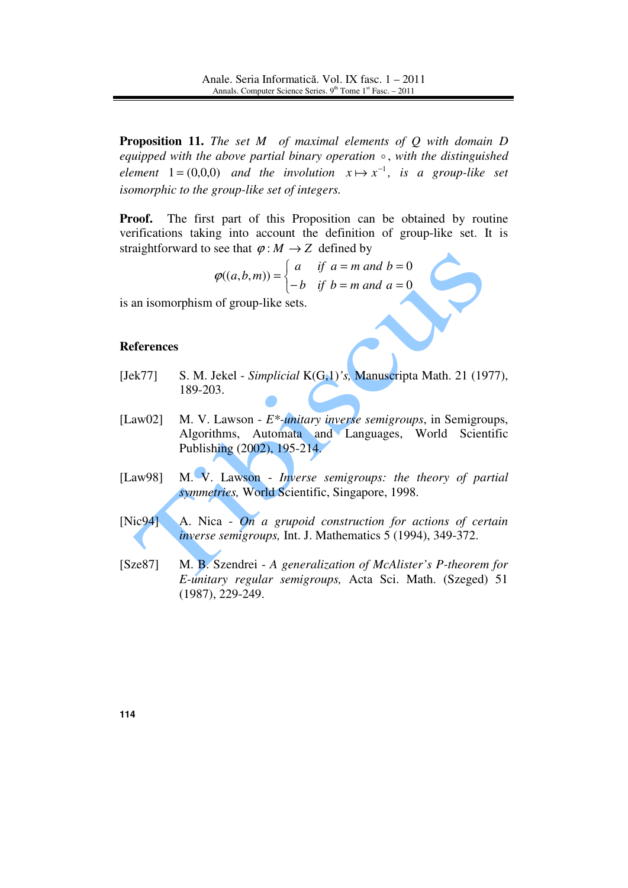**Proposition 11.** *The set $M$ of maximal elements of $Q$ with domain $D$ equipped with the above partial binary operation $\circ$, with the distinguished element $1=(0,0,0)$ and the involution $x \mapsto x^{-1}$, is a group-like set isomorphic to the group-like set of integers.*

**Proof.** The first part of this Proposition can be obtained by routine verifications taking into account the definition of group-like set. It is straightforward to see that $\varphi: M \to Z$ defined by

$$\varphi((a,b,m)) = \begin{cases} a & \text{if } a = m \text{ and } b = 0 \\ -b & \text{if } b = m \text{ and } a = 0 \end{cases}$$

is an isomorphism of group-like sets.

## References

[Jek77] S. M. Jekel - *Simplicial* K(G,1)*'s,* Manuscripta Math. 21 (1977), 189-203.

[Law02] M. V. Lawson - *E\*-unitary inverse semigroups*, in Semigroups, Algorithms, Automata and Languages, World Scientific Publishing (2002), 195-214.

[Law98] M. V. Lawson - *Inverse semigroups: the theory of partial symmetries,* World Scientific, Singapore, 1998.

[Nic94] A. Nica - *On a grupoid construction for actions of certain inverse semigroups,* Int. J. Mathematics 5 (1994), 349-372.

[Sze87] M. B. Szendrei - *A generalization of McAlister's P-theorem for E-unitary regular semigroups,* Acta Sci. Math. (Szeged) 51 (1987), 229-249.